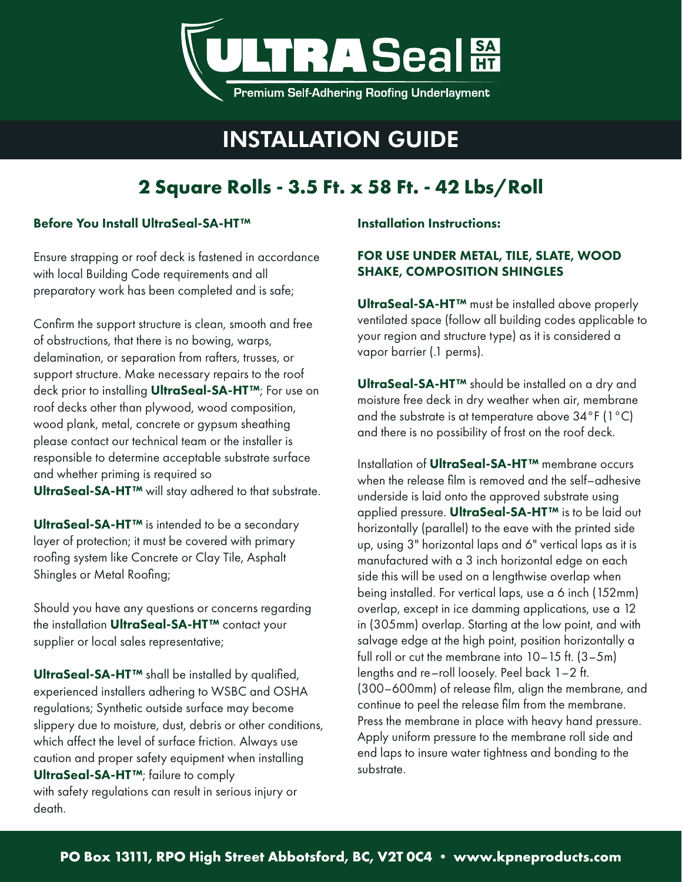# ULTRASeal SA HT

Premium Self-Adhering Roofing Underlayment

# INSTALLATION GUIDE

## 2 Square Rolls - 3.5 Ft. x 58 Ft. - 42 Lbs/Roll

### Before You Install UltraSeal-SA-HT™

Ensure strapping or roof deck is fastened in accordance with local Building Code requirements and all preparatory work has been completed and is safe;

Confirm the support structure is clean, smooth and free of obstructions, that there is no bowing, warps, delamination, or separation from rafters, trusses, or support structure. Make necessary repairs to the roof deck prior to installing **UltraSeal-SA-HT™**; For use on roof decks other than plywood, wood composition, wood plank, metal, concrete or gypsum sheathing please contact our technical team or the installer is responsible to determine acceptable substrate surface and whether priming is required so **UltraSeal-SA-HT™** will stay adhered to that substrate.

**UltraSeal-SA-HT™** is intended to be a secondary layer of protection; it must be covered with primary roofing system like Concrete or Clay Tile, Asphalt Shingles or Metal Roofing;

Should you have any questions or concerns regarding the installation **UltraSeal-SA-HT™** contact your supplier or local sales representative;

**UltraSeal-SA-HT™** shall be installed by qualified, experienced installers adhering to WSBC and OSHA regulations; Synthetic outside surface may become slippery due to moisture, dust, debris or other conditions, which affect the level of surface friction. Always use caution and proper safety equipment when installing **UltraSeal-SA-HT™**; failure to comply with safety regulations can result in serious injury or death.

### Installation Instructions:

### FOR USE UNDER METAL, TILE, SLATE, WOOD SHAKE, COMPOSITION SHINGLES

**UltraSeal-SA-HT™** must be installed above properly ventilated space (follow all building codes applicable to your region and structure type) as it is considered a vapor barrier (.1 perms).

**UltraSeal-SA-HT™** should be installed on a dry and moisture free deck in dry weather when air, membrane and the substrate is at temperature above 34°F (1°C) and there is no possibility of frost on the roof deck.

Installation of **UltraSeal-SA-HT™** membrane occurs when the release film is removed and the self–adhesive underside is laid onto the approved substrate using applied pressure. **UltraSeal-SA-HT™** is to be laid out horizontally (parallel) to the eave with the printed side up, using 3" horizontal laps and 6" vertical laps as it is manufactured with a 3 inch horizontal edge on each side this will be used on a lengthwise overlap when being installed. For vertical laps, use a 6 inch (152mm) overlap, except in ice damming applications, use a 12 in (305mm) overlap. Starting at the low point, and with salvage edge at the high point, position horizontally a full roll or cut the membrane into 10–15 ft. (3–5m) lengths and re–roll loosely. Peel back 1–2 ft. (300–600mm) of release film, align the membrane, and continue to peel the release film from the membrane. Press the membrane in place with heavy hand pressure. Apply uniform pressure to the membrane roll side and end laps to insure water tightness and bonding to the substrate.

**PO Box 13111, RPO High Street Abbotsford, BC, V2T 0C4 • www.kpneproducts.com**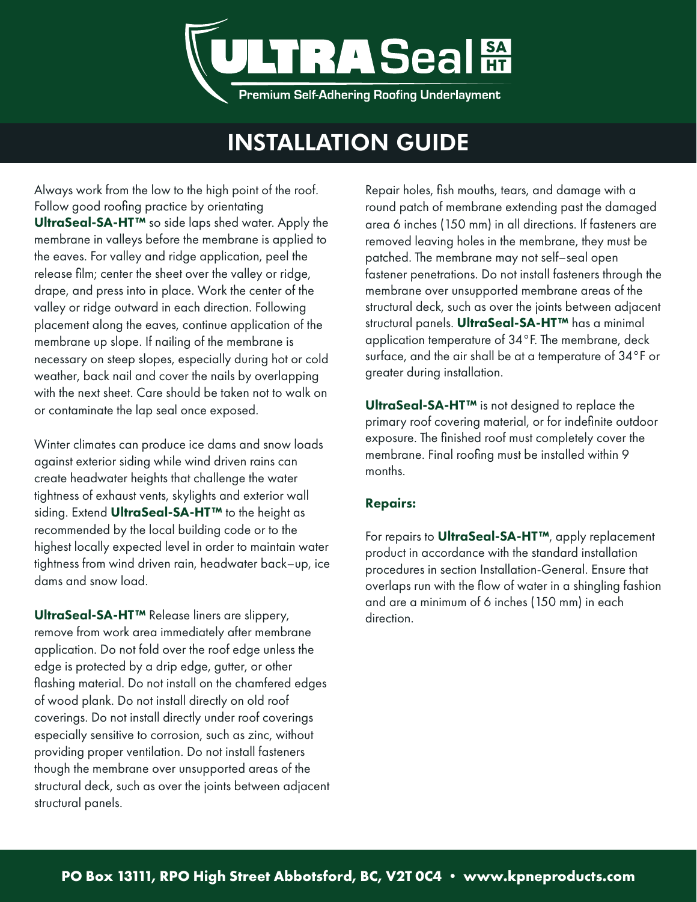# INSTALLATION GUIDE

Always work from the low to the high point of the roof. Follow good roofing practice by orientating **UltraSeal-SA-HT™** so side laps shed water. Apply the membrane in valleys before the membrane is applied to the eaves. For valley and ridge application, peel the release film; center the sheet over the valley or ridge, drape, and press into in place. Work the center of the valley or ridge outward in each direction. Following placement along the eaves, continue application of the membrane up slope. If nailing of the membrane is necessary on steep slopes, especially during hot or cold weather, back nail and cover the nails by overlapping with the next sheet. Care should be taken not to walk on or contaminate the lap seal once exposed.

Winter climates can produce ice dams and snow loads against exterior siding while wind driven rains can create headwater heights that challenge the water tightness of exhaust vents, skylights and exterior wall siding. Extend **UltraSeal-SA-HT™** to the height as recommended by the local building code or to the highest locally expected level in order to maintain water tightness from wind driven rain, headwater back–up, ice dams and snow load.

**UltraSeal-SA-HT™** Release liners are slippery, remove from work area immediately after membrane application. Do not fold over the roof edge unless the edge is protected by a drip edge, gutter, or other flashing material. Do not install on the chamfered edges of wood plank. Do not install directly on old roof coverings. Do not install directly under roof coverings especially sensitive to corrosion, such as zinc, without providing proper ventilation. Do not install fasteners though the membrane over unsupported areas of the structural deck, such as over the joints between adjacent structural panels.

Repair holes, fish mouths, tears, and damage with a round patch of membrane extending past the damaged area 6 inches (150 mm) in all directions. If fasteners are removed leaving holes in the membrane, they must be patched. The membrane may not self–seal open fastener penetrations. Do not install fasteners through the membrane over unsupported membrane areas of the structural deck, such as over the joints between adjacent structural panels. **UltraSeal-SA-HT™** has a minimal application temperature of 34°F. The membrane, deck surface, and the air shall be at a temperature of 34°F or greater during installation.

**UltraSeal-SA-HT™** is not designed to replace the primary roof covering material, or for indefinite outdoor exposure. The finished roof must completely cover the membrane. Final roofing must be installed within 9 months.

### Repairs:

For repairs to **UltraSeal-SA-HT™**, apply replacement product in accordance with the standard installation procedures in section Installation-General. Ensure that overlaps run with the flow of water in a shingling fashion and are a minimum of 6 inches (150 mm) in each direction.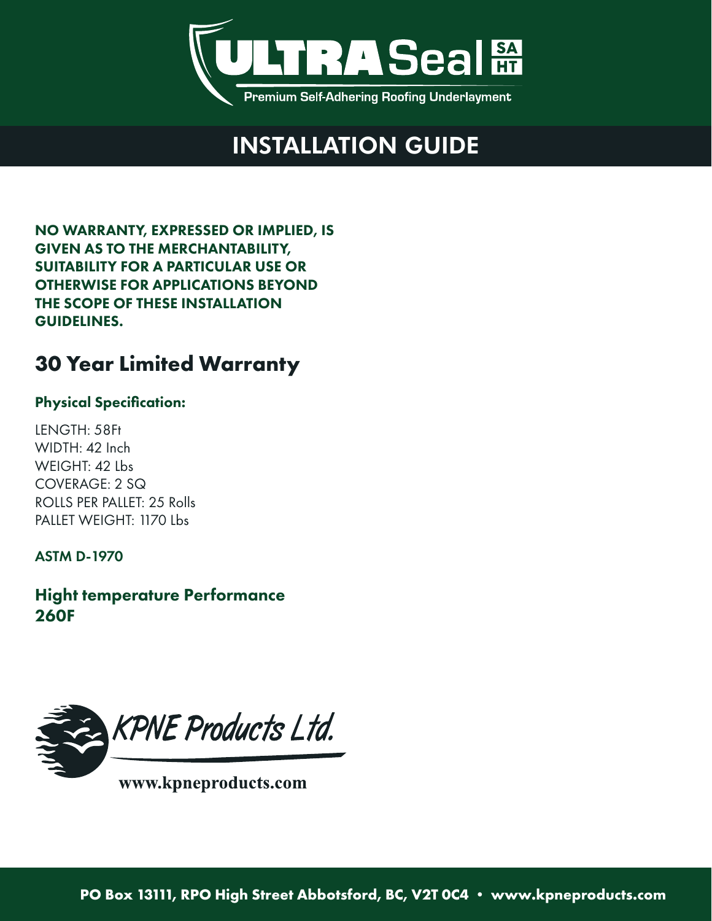# ULTRA Seal SA HT

Premium Self-Adhering Roofing Underlayment

## INSTALLATION GUIDE

**NO WARRANTY, EXPRESSED OR IMPLIED, IS GIVEN AS TO THE MERCHANTABILITY, SUITABILITY FOR A PARTICULAR USE OR OTHERWISE FOR APPLICATIONS BEYOND THE SCOPE OF THESE INSTALLATION GUIDELINES.**

## 30 Year Limited Warranty

### Physical Specification:

LENGTH: 58Ft
WIDTH: 42 Inch
WEIGHT: 42 Lbs
COVERAGE: 2 SQ
ROLLS PER PALLET: 25 Rolls
PALLET WEIGHT: 1170 Lbs

**ASTM D-1970**

### Hight temperature Performance 260F

KPNE Products Ltd.

www.kpneproducts.com

**PO Box 13111, RPO High Street Abbotsford, BC, V2T 0C4 • www.kpneproducts.com**